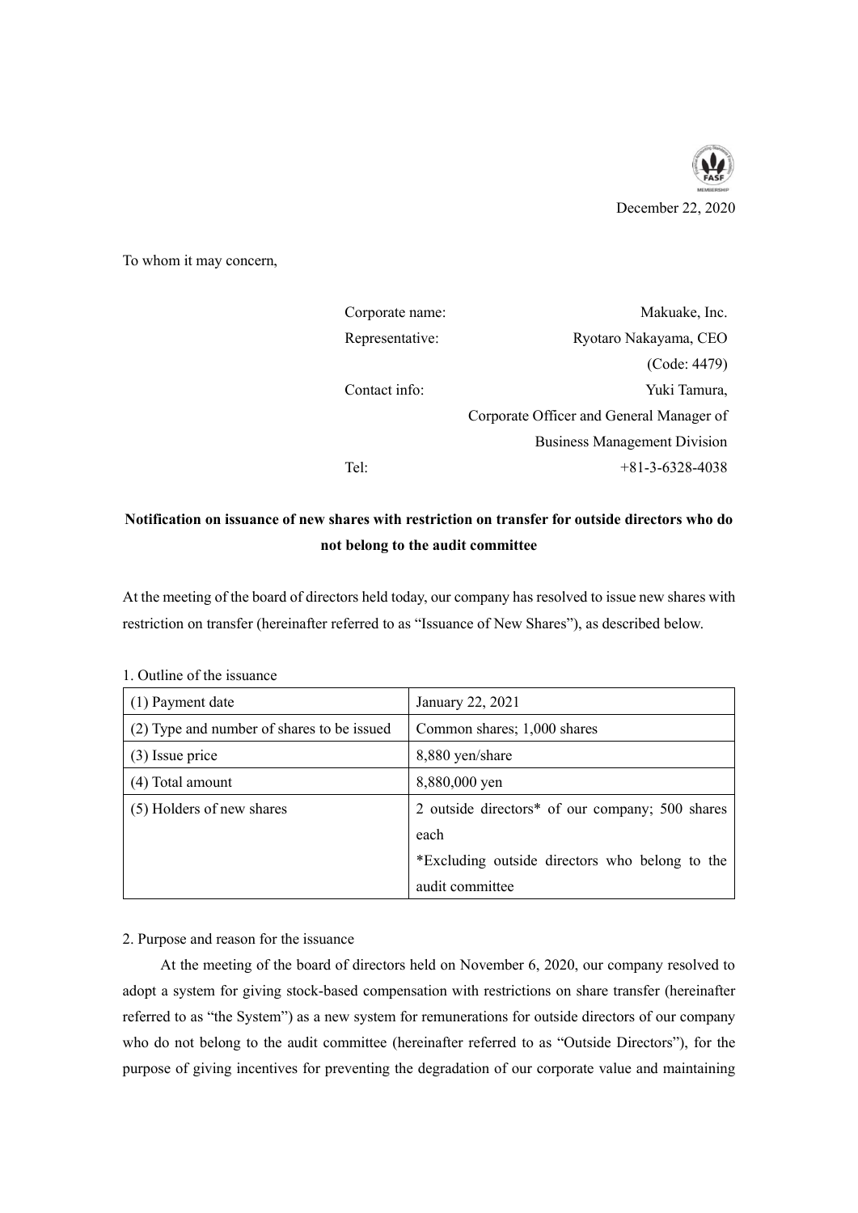December 22, 2020

To whom it may concern,

Corporate name: Makuake, Inc.
Representative: Ryotaro Nakayama, CEO
(Code: 4479)
Contact info: Yuki Tamura,
Corporate Officer and General Manager of
Business Management Division
Tel: +81-3-6328-4038

**Notification on issuance of new shares with restriction on transfer for outside directors who do not belong to the audit committee**

At the meeting of the board of directors held today, our company has resolved to issue new shares with restriction on transfer (hereinafter referred to as "Issuance of New Shares"), as described below.

1. Outline of the issuance

| (1) Payment date | January 22, 2021 |
|---|---|
| (2) Type and number of shares to be issued | Common shares; 1,000 shares |
| (3) Issue price | 8,880 yen/share |
| (4) Total amount | 8,880,000 yen |
| (5) Holders of new shares | 2 outside directors* of our company; 500 shares each<br>*Excluding outside directors who belong to the audit committee |

2. Purpose and reason for the issuance

At the meeting of the board of directors held on November 6, 2020, our company resolved to adopt a system for giving stock-based compensation with restrictions on share transfer (hereinafter referred to as "the System") as a new system for remunerations for outside directors of our company who do not belong to the audit committee (hereinafter referred to as "Outside Directors"), for the purpose of giving incentives for preventing the degradation of our corporate value and maintaining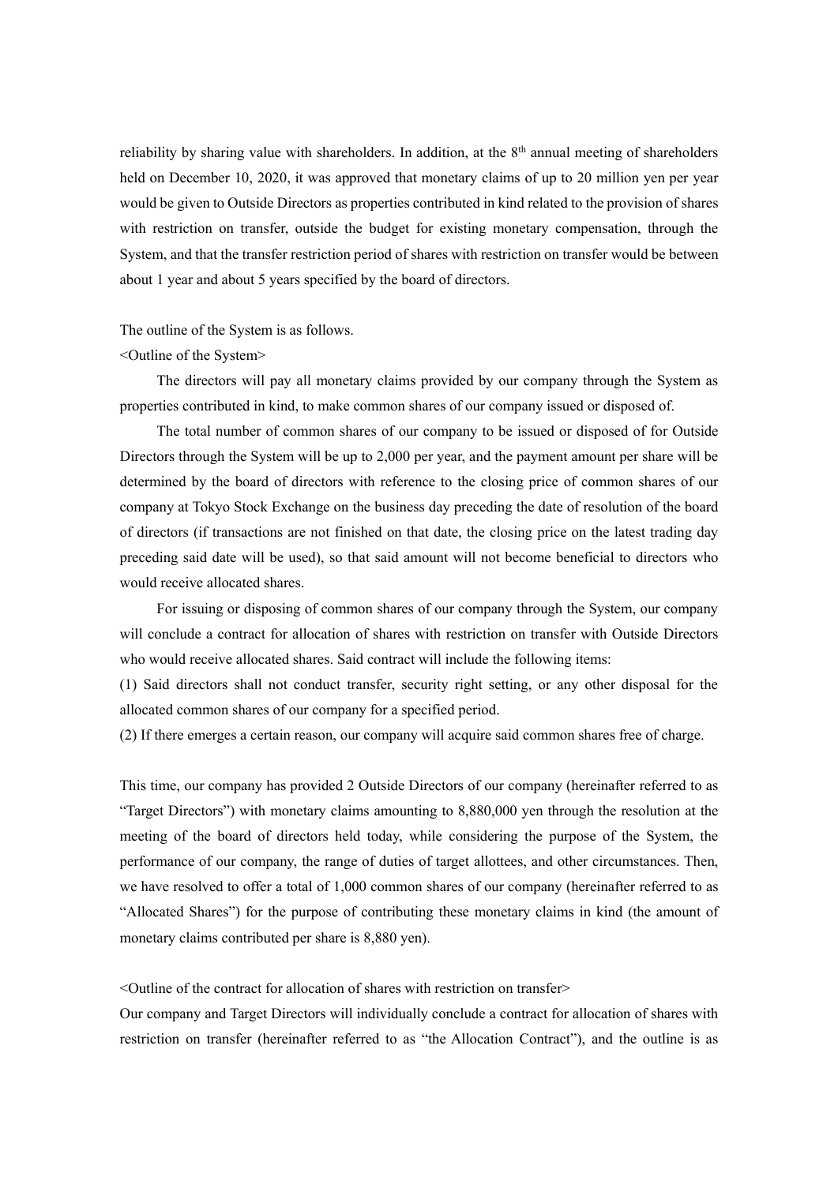reliability by sharing value with shareholders. In addition, at the 8th annual meeting of shareholders held on December 10, 2020, it was approved that monetary claims of up to 20 million yen per year would be given to Outside Directors as properties contributed in kind related to the provision of shares with restriction on transfer, outside the budget for existing monetary compensation, through the System, and that the transfer restriction period of shares with restriction on transfer would be between about 1 year and about 5 years specified by the board of directors.

The outline of the System is as follows.

<Outline of the System>

The directors will pay all monetary claims provided by our company through the System as properties contributed in kind, to make common shares of our company issued or disposed of.

The total number of common shares of our company to be issued or disposed of for Outside Directors through the System will be up to 2,000 per year, and the payment amount per share will be determined by the board of directors with reference to the closing price of common shares of our company at Tokyo Stock Exchange on the business day preceding the date of resolution of the board of directors (if transactions are not finished on that date, the closing price on the latest trading day preceding said date will be used), so that said amount will not become beneficial to directors who would receive allocated shares.

For issuing or disposing of common shares of our company through the System, our company will conclude a contract for allocation of shares with restriction on transfer with Outside Directors who would receive allocated shares. Said contract will include the following items:

(1) Said directors shall not conduct transfer, security right setting, or any other disposal for the allocated common shares of our company for a specified period.

(2) If there emerges a certain reason, our company will acquire said common shares free of charge.

This time, our company has provided 2 Outside Directors of our company (hereinafter referred to as "Target Directors") with monetary claims amounting to 8,880,000 yen through the resolution at the meeting of the board of directors held today, while considering the purpose of the System, the performance of our company, the range of duties of target allottees, and other circumstances. Then, we have resolved to offer a total of 1,000 common shares of our company (hereinafter referred to as "Allocated Shares") for the purpose of contributing these monetary claims in kind (the amount of monetary claims contributed per share is 8,880 yen).

<Outline of the contract for allocation of shares with restriction on transfer>

Our company and Target Directors will individually conclude a contract for allocation of shares with restriction on transfer (hereinafter referred to as "the Allocation Contract"), and the outline is as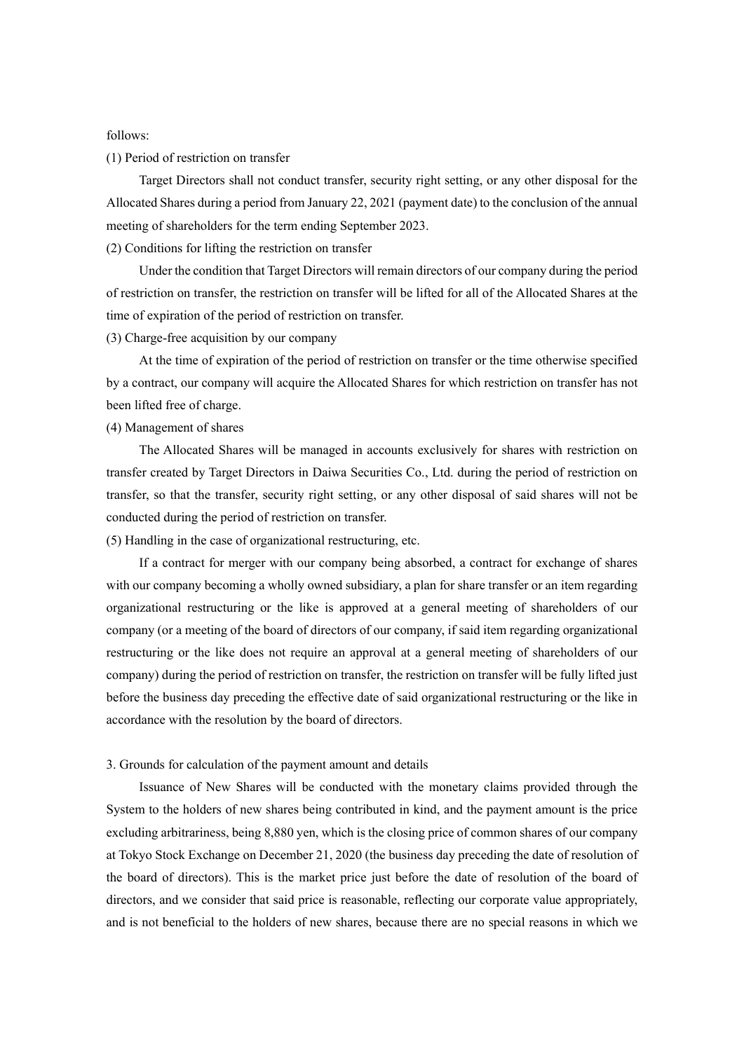follows:

(1) Period of restriction on transfer

Target Directors shall not conduct transfer, security right setting, or any other disposal for the Allocated Shares during a period from January 22, 2021 (payment date) to the conclusion of the annual meeting of shareholders for the term ending September 2023.

(2) Conditions for lifting the restriction on transfer

Under the condition that Target Directors will remain directors of our company during the period of restriction on transfer, the restriction on transfer will be lifted for all of the Allocated Shares at the time of expiration of the period of restriction on transfer.

(3) Charge-free acquisition by our company

At the time of expiration of the period of restriction on transfer or the time otherwise specified by a contract, our company will acquire the Allocated Shares for which restriction on transfer has not been lifted free of charge.

(4) Management of shares

The Allocated Shares will be managed in accounts exclusively for shares with restriction on transfer created by Target Directors in Daiwa Securities Co., Ltd. during the period of restriction on transfer, so that the transfer, security right setting, or any other disposal of said shares will not be conducted during the period of restriction on transfer.

(5) Handling in the case of organizational restructuring, etc.

If a contract for merger with our company being absorbed, a contract for exchange of shares with our company becoming a wholly owned subsidiary, a plan for share transfer or an item regarding organizational restructuring or the like is approved at a general meeting of shareholders of our company (or a meeting of the board of directors of our company, if said item regarding organizational restructuring or the like does not require an approval at a general meeting of shareholders of our company) during the period of restriction on transfer, the restriction on transfer will be fully lifted just before the business day preceding the effective date of said organizational restructuring or the like in accordance with the resolution by the board of directors.

3. Grounds for calculation of the payment amount and details

Issuance of New Shares will be conducted with the monetary claims provided through the System to the holders of new shares being contributed in kind, and the payment amount is the price excluding arbitrariness, being 8,880 yen, which is the closing price of common shares of our company at Tokyo Stock Exchange on December 21, 2020 (the business day preceding the date of resolution of the board of directors). This is the market price just before the date of resolution of the board of directors, and we consider that said price is reasonable, reflecting our corporate value appropriately, and is not beneficial to the holders of new shares, because there are no special reasons in which we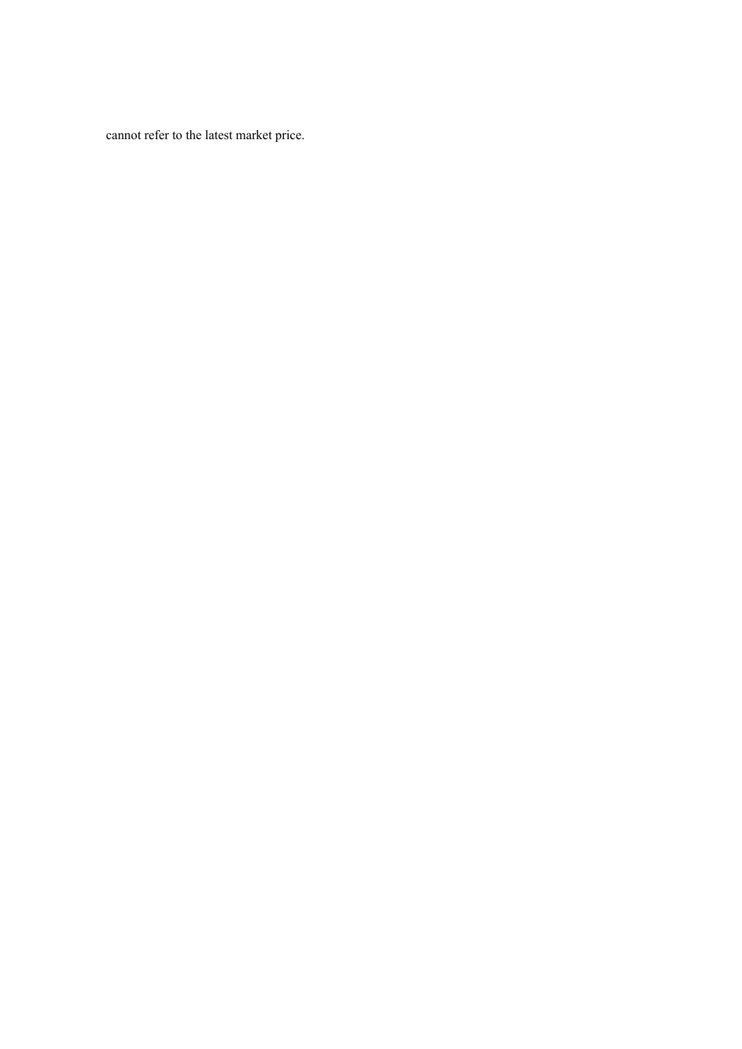cannot refer to the latest market price.